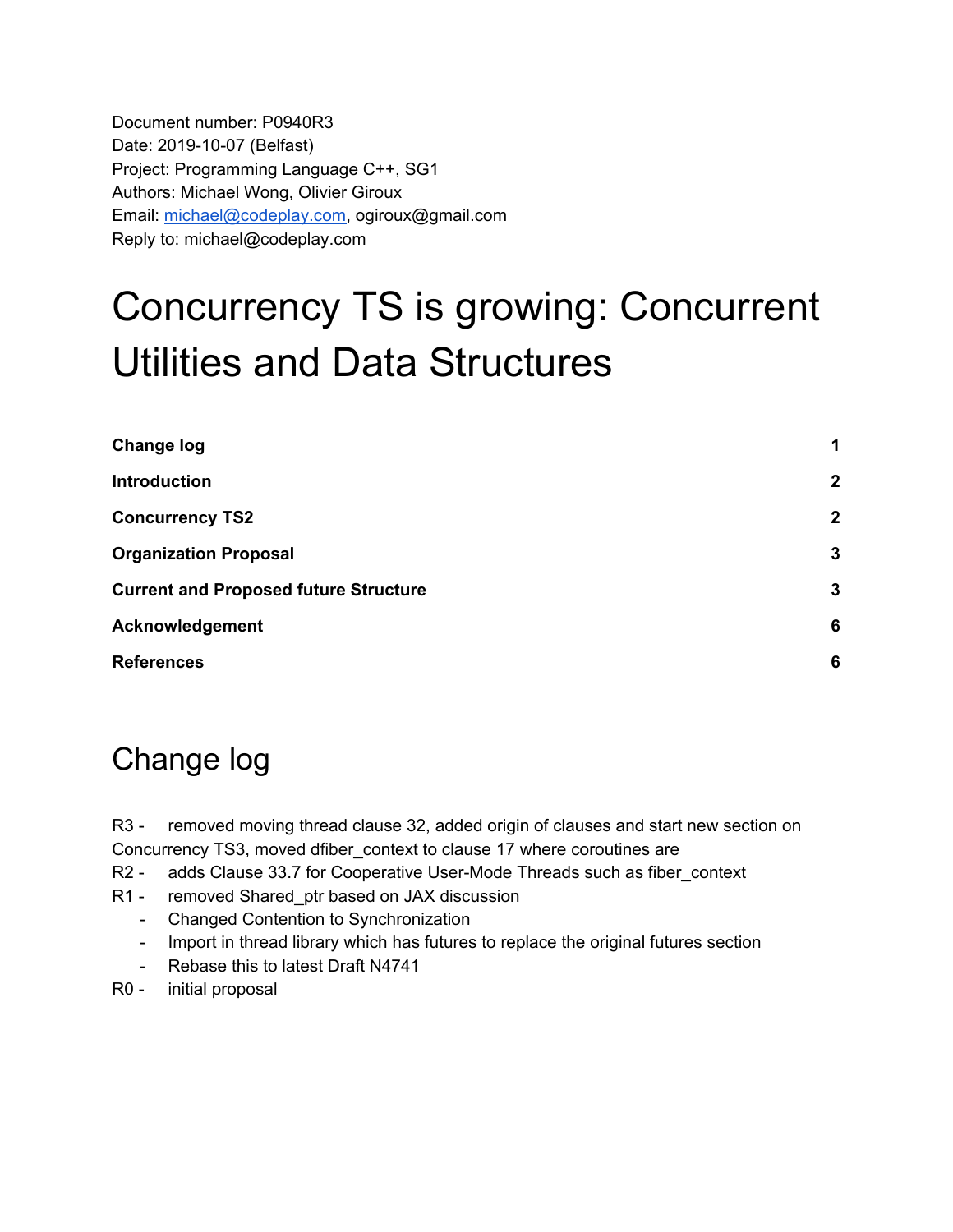Document number: P0940R3
Date: 2019-10-07 (Belfast)
Project: Programming Language C++, SG1
Authors: Michael Wong, Olivier Giroux
Email: michael@codeplay.com, ogiroux@gmail.com
Reply to: michael@codeplay.com

# Concurrency TS is growing: Concurrent Utilities and Data Structures

| | |
|---|---|
| **Change log** | **1** |
| **Introduction** | **2** |
| **Concurrency TS2** | **2** |
| **Organization Proposal** | **3** |
| **Current and Proposed future Structure** | **3** |
| **Acknowledgement** | **6** |
| **References** | **6** |

# Change log

R3 - removed moving thread clause 32, added origin of clauses and start new section on Concurrency TS3, moved dfiber_context to clause 17 where coroutines are

R2 - adds Clause 33.7 for Cooperative User-Mode Threads such as fiber_context

R1 - removed Shared_ptr based on JAX discussion

- Changed Contention to Synchronization
- Import in thread library which has futures to replace the original futures section
- Rebase this to latest Draft N4741

R0 - initial proposal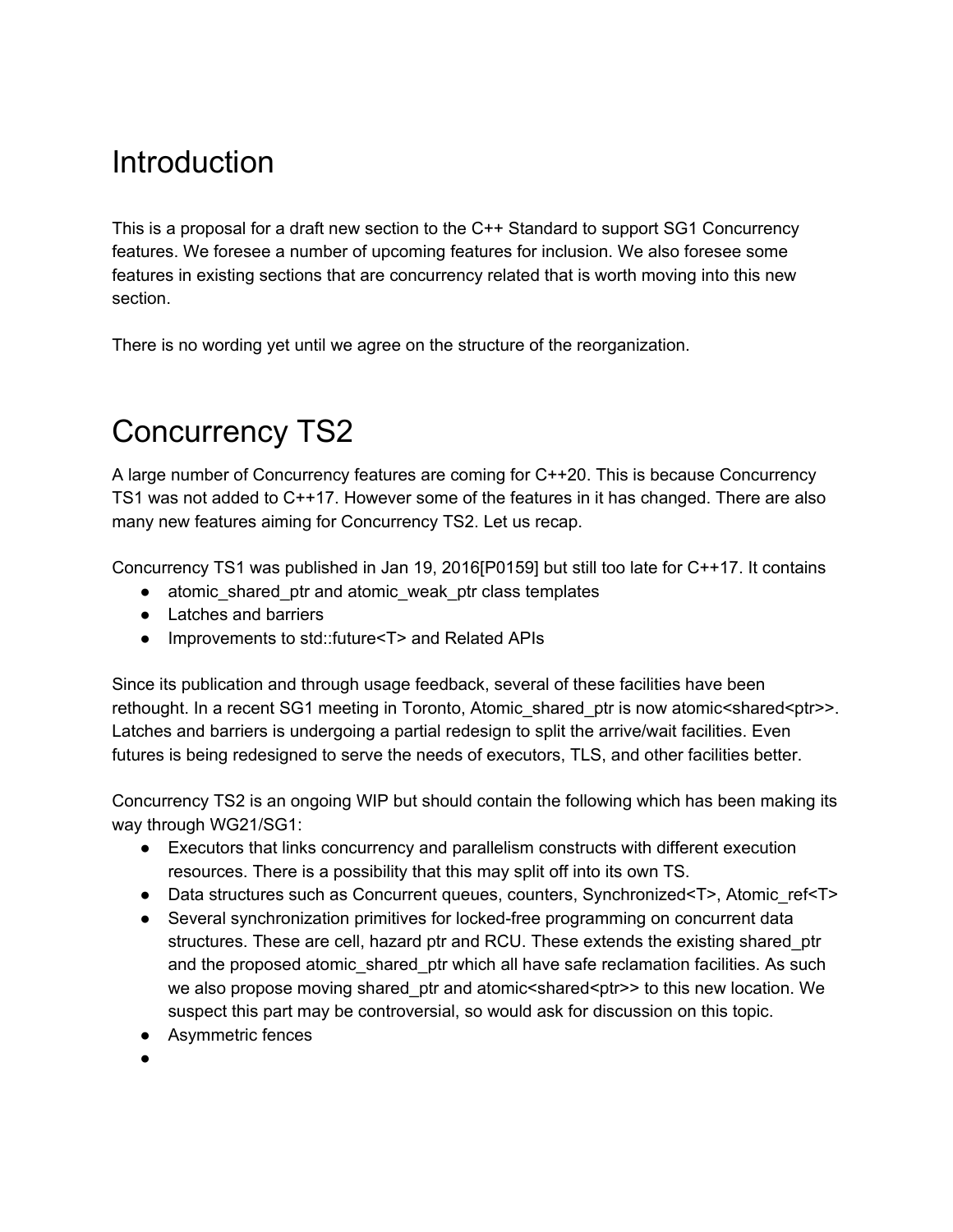# Introduction

This is a proposal for a draft new section to the C++ Standard to support SG1 Concurrency features. We foresee a number of upcoming features for inclusion. We also foresee some features in existing sections that are concurrency related that is worth moving into this new section.

There is no wording yet until we agree on the structure of the reorganization.

# Concurrency TS2

A large number of Concurrency features are coming for C++20. This is because Concurrency TS1 was not added to C++17. However some of the features in it has changed. There are also many new features aiming for Concurrency TS2. Let us recap.

Concurrency TS1 was published in Jan 19, 2016[P0159] but still too late for C++17. It contains

- atomic_shared_ptr and atomic_weak_ptr class templates
- Latches and barriers
- Improvements to std::future<T> and Related APIs

Since its publication and through usage feedback, several of these facilities have been rethought. In a recent SG1 meeting in Toronto, Atomic_shared_ptr is now atomic<shared<ptr>>. Latches and barriers is undergoing a partial redesign to split the arrive/wait facilities. Even futures is being redesigned to serve the needs of executors, TLS, and other facilities better.

Concurrency TS2 is an ongoing WIP but should contain the following which has been making its way through WG21/SG1:

- Executors that links concurrency and parallelism constructs with different execution resources. There is a possibility that this may split off into its own TS.
- Data structures such as Concurrent queues, counters, Synchronized<T>, Atomic_ref<T>
- Several synchronization primitives for locked-free programming on concurrent data structures. These are cell, hazard ptr and RCU. These extends the existing shared_ptr and the proposed atomic_shared_ptr which all have safe reclamation facilities. As such we also propose moving shared_ptr and atomic<shared<ptr>> to this new location. We suspect this part may be controversial, so would ask for discussion on this topic.
- Asymmetric fences
-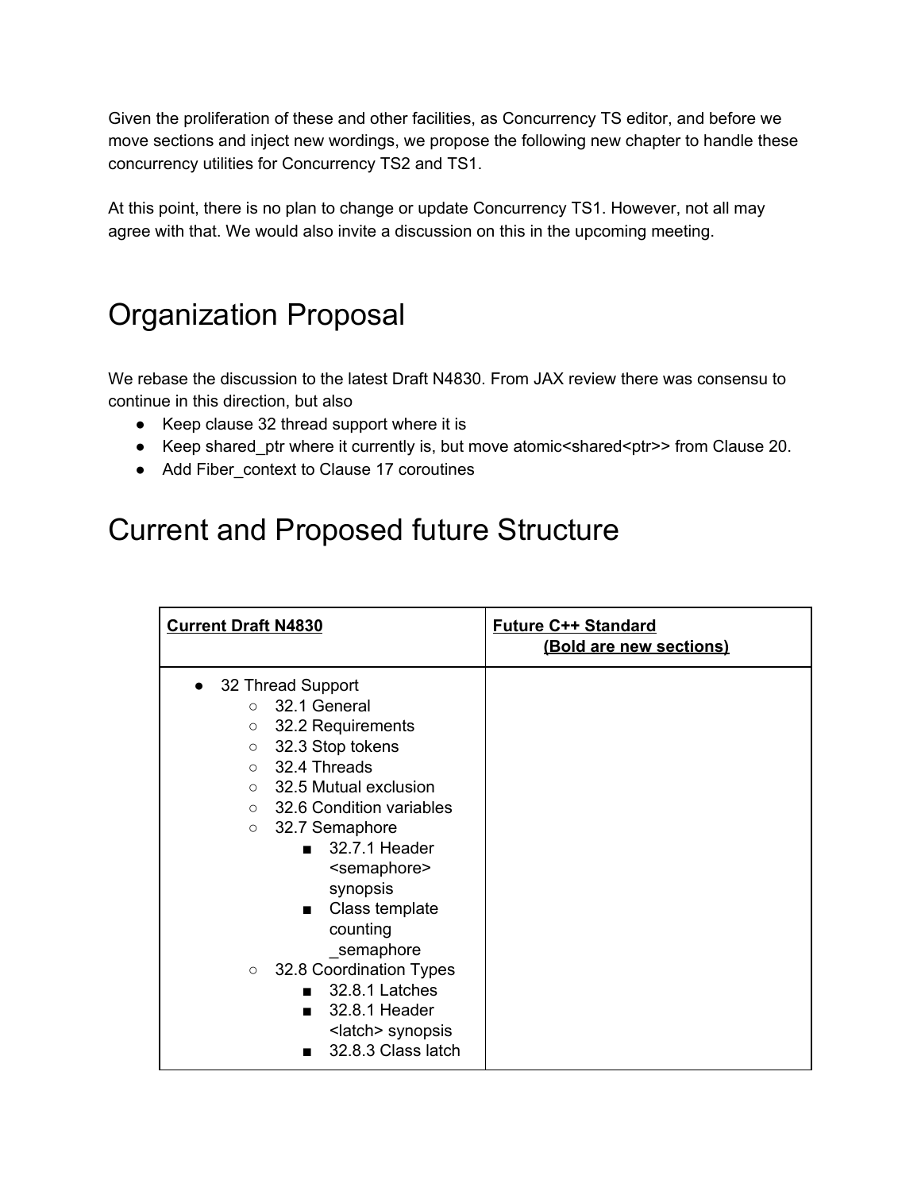Given the proliferation of these and other facilities, as Concurrency TS editor, and before we move sections and inject new wordings, we propose the following new chapter to handle these concurrency utilities for Concurrency TS2 and TS1.

At this point, there is no plan to change or update Concurrency TS1. However, not all may agree with that. We would also invite a discussion on this in the upcoming meeting.

# Organization Proposal

We rebase the discussion to the latest Draft N4830. From JAX review there was consensu to continue in this direction, but also

- Keep clause 32 thread support where it is
- Keep shared_ptr where it currently is, but move atomic<shared<ptr>> from Clause 20.
- Add Fiber_context to Clause 17 coroutines

# Current and Proposed future Structure

| **Current Draft N4830** | **Future C++ Standard (Bold are new sections)** |
| --- | --- |
| <ul><li>32 Thread Support<ul><li>32.1 General</li><li>32.2 Requirements</li><li>32.3 Stop tokens</li><li>32.4 Threads</li><li>32.5 Mutual exclusion</li><li>32.6 Condition variables</li><li>32.7 Semaphore<ul><li>32.7.1 Header <semaphore> synopsis</li><li>Class template counting _semaphore</li></ul></li><li>32.8 Coordination Types<ul><li>32.8.1 Latches</li><li>32.8.1 Header <latch> synopsis</li><li>32.8.3 Class latch</li></ul></li></ul></li></ul> | |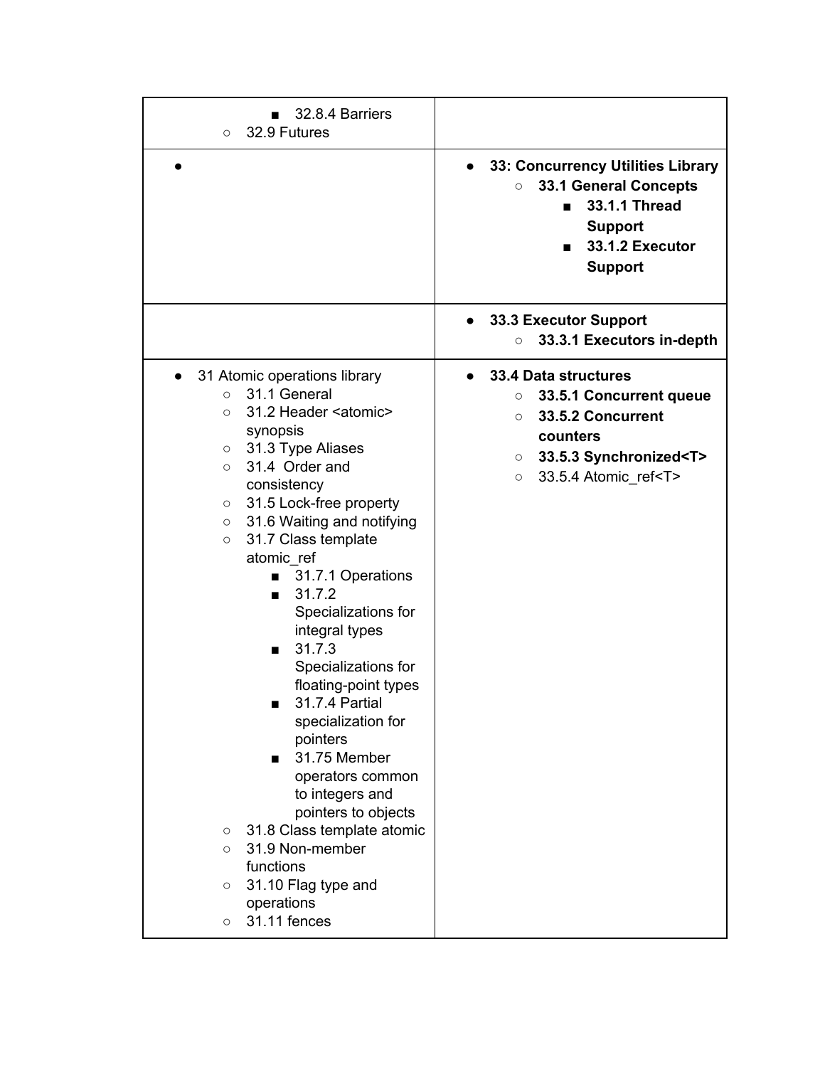| | |
|---|---|
| ■ 32.8.4 Barriers<br>○ 32.9 Futures | |
| ● | ● **33: Concurrency Utilities Library**<br>○ **33.1 General Concepts**<br>■ **33.1.1 Thread Support**<br>■ **33.1.2 Executor Support** |
| | ● **33.3 Executor Support**<br>○ **33.3.1 Executors in-depth** |
| ● 31 Atomic operations library<br>○ 31.1 General<br>○ 31.2 Header <atomic> synopsis<br>○ 31.3 Type Aliases<br>○ 31.4 Order and consistency<br>○ 31.5 Lock-free property<br>○ 31.6 Waiting and notifying<br>○ 31.7 Class template atomic_ref<br>■ 31.7.1 Operations<br>■ 31.7.2 Specializations for integral types<br>■ 31.7.3 Specializations for floating-point types<br>■ 31.7.4 Partial specialization for pointers<br>■ 31.75 Member operators common to integers and pointers to objects<br>○ 31.8 Class template atomic<br>○ 31.9 Non-member functions<br>○ 31.10 Flag type and operations<br>○ 31.11 fences | ● **33.4 Data structures**<br>○ **33.5.1 Concurrent queue**<br>○ **33.5.2 Concurrent counters**<br>○ **33.5.3 Synchronized<T>**<br>○ 33.5.4 Atomic_ref<T> |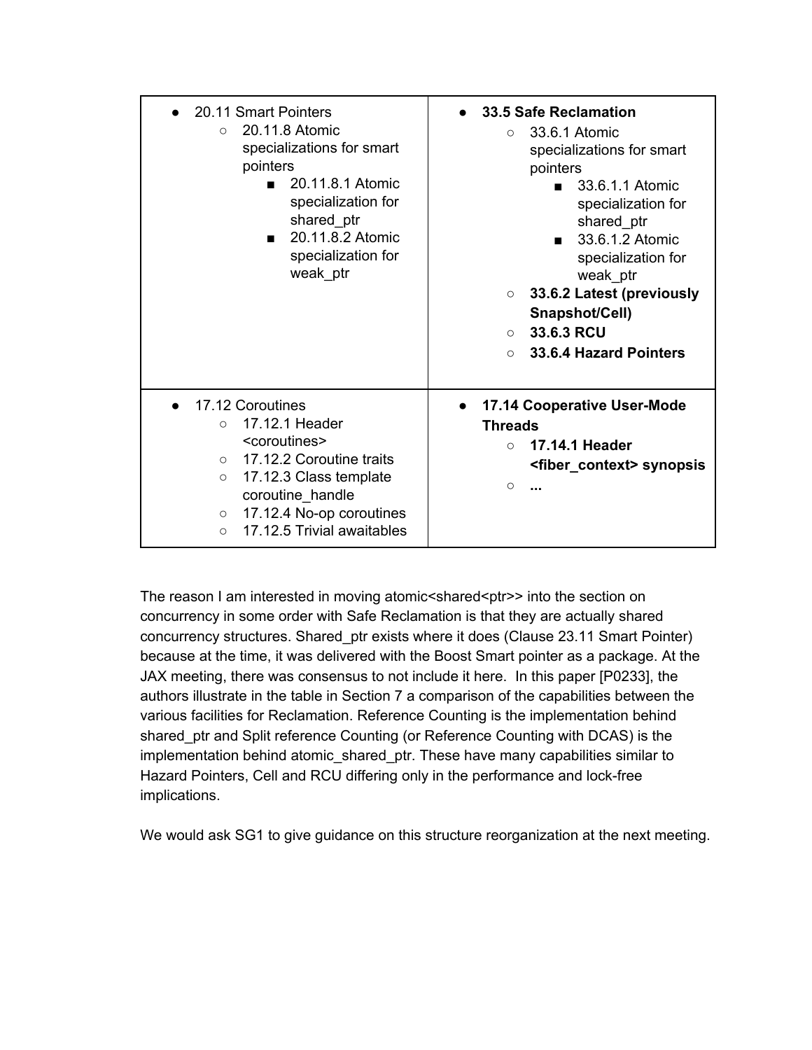| | |
|---|---|
| <ul><li>20.11 Smart Pointers<ul><li>20.11.8 Atomic specializations for smart pointers<ul><li>20.11.8.1 Atomic specialization for shared_ptr</li><li>20.11.8.2 Atomic specialization for weak_ptr</li></ul></li></ul></li></ul> | <ul><li>**33.5 Safe Reclamation**<ul><li>33.6.1 Atomic specializations for smart pointers<ul><li>33.6.1.1 Atomic specialization for shared_ptr</li><li>33.6.1.2 Atomic specialization for weak_ptr</li></ul></li><li>**33.6.2 Latest (previously Snapshot/Cell)**</li><li>**33.6.3 RCU**</li><li>**33.6.4 Hazard Pointers**</li></ul></li></ul> |
| <ul><li>17.12 Coroutines<ul><li>17.12.1 Header <coroutines></li><li>17.12.2 Coroutine traits</li><li>17.12.3 Class template coroutine_handle</li><li>17.12.4 No-op coroutines</li><li>17.12.5 Trivial awaitables</li></ul></li></ul> | <ul><li>**17.14 Cooperative User-Mode Threads**<ul><li>**17.14.1 Header <fiber_context> synopsis**</li><li>**...**</li></ul></li></ul> |

The reason I am interested in moving atomic<shared<ptr>> into the section on concurrency in some order with Safe Reclamation is that they are actually shared concurrency structures. Shared_ptr exists where it does (Clause 23.11 Smart Pointer) because at the time, it was delivered with the Boost Smart pointer as a package. At the JAX meeting, there was consensus to not include it here. In this paper [P0233], the authors illustrate in the table in Section 7 a comparison of the capabilities between the various facilities for Reclamation. Reference Counting is the implementation behind shared_ptr and Split reference Counting (or Reference Counting with DCAS) is the implementation behind atomic_shared_ptr. These have many capabilities similar to Hazard Pointers, Cell and RCU differing only in the performance and lock-free implications.

We would ask SG1 to give guidance on this structure reorganization at the next meeting.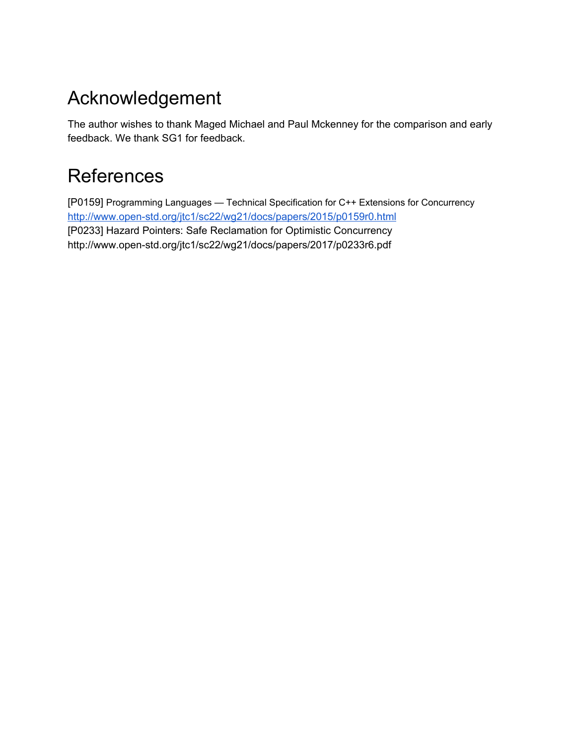# Acknowledgement

The author wishes to thank Maged Michael and Paul Mckenney for the comparison and early feedback. We thank SG1 for feedback.

# References

[P0159] Programming Languages — Technical Specification for C++ Extensions for Concurrency
http://www.open-std.org/jtc1/sc22/wg21/docs/papers/2015/p0159r0.html
[P0233] Hazard Pointers: Safe Reclamation for Optimistic Concurrency
http://www.open-std.org/jtc1/sc22/wg21/docs/papers/2017/p0233r6.pdf